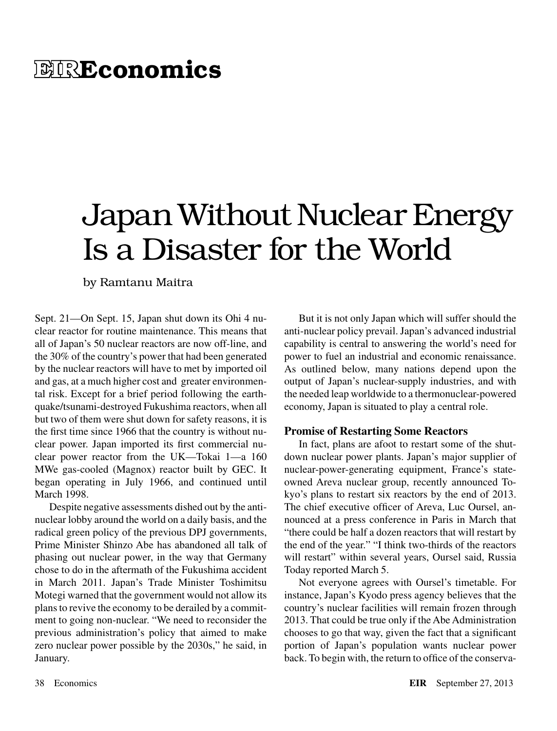# EIR Economics

# Japan Without Nuclear Energy Is a Disaster for the World

by Ramtanu Maitra

Sept. 21—On Sept. 15, Japan shut down its Ohi 4 nuclear reactor for routine maintenance. This means that all of Japan's 50 nuclear reactors are now off-line, and the 30% of the country's power that had been generated by the nuclear reactors will have to met by imported oil and gas, at a much higher cost and greater environmental risk. Except for a brief period following the earthquake/tsunami-destroyed Fukushima reactors, when all but two of them were shut down for safety reasons, it is the first time since 1966 that the country is without nuclear power. Japan imported its first commercial nuclear power reactor from the UK—Tokai 1—a 160 MWe gas-cooled (Magnox) reactor built by GEC. It began operating in July 1966, and continued until March 1998.

Despite negative assessments dished out by the anti-nuclear lobby around the world on a daily basis, and the radical green policy of the previous DPJ governments, Prime Minister Shinzo Abe has abandoned all talk of phasing out nuclear power, in the way that Germany chose to do in the aftermath of the Fukushima accident in March 2011. Japan's Trade Minister Toshimitsu Motegi warned that the government would not allow its plans to revive the economy to be derailed by a commitment to going non-nuclear. "We need to reconsider the previous administration's policy that aimed to make zero nuclear power possible by the 2030s," he said, in January.

But it is not only Japan which will suffer should the anti-nuclear policy prevail. Japan's advanced industrial capability is central to answering the world's need for power to fuel an industrial and economic renaissance. As outlined below, many nations depend upon the output of Japan's nuclear-supply industries, and with the needed leap worldwide to a thermonuclear-powered economy, Japan is situated to play a central role.

### Promise of Restarting Some Reactors

In fact, plans are afoot to restart some of the shut-down nuclear power plants. Japan's major supplier of nuclear-power-generating equipment, France's state-owned Areva nuclear group, recently announced Tokyo's plans to restart six reactors by the end of 2013. The chief executive officer of Areva, Luc Oursel, announced at a press conference in Paris in March that "there could be half a dozen reactors that will restart by the end of the year." "I think two-thirds of the reactors will restart" within several years, Oursel said, Russia Today reported March 5.

Not everyone agrees with Oursel's timetable. For instance, Japan's Kyodo press agency believes that the country's nuclear facilities will remain frozen through 2013. That could be true only if the Abe Administration chooses to go that way, given the fact that a significant portion of Japan's population wants nuclear power back. To begin with, the return to office of the conserva-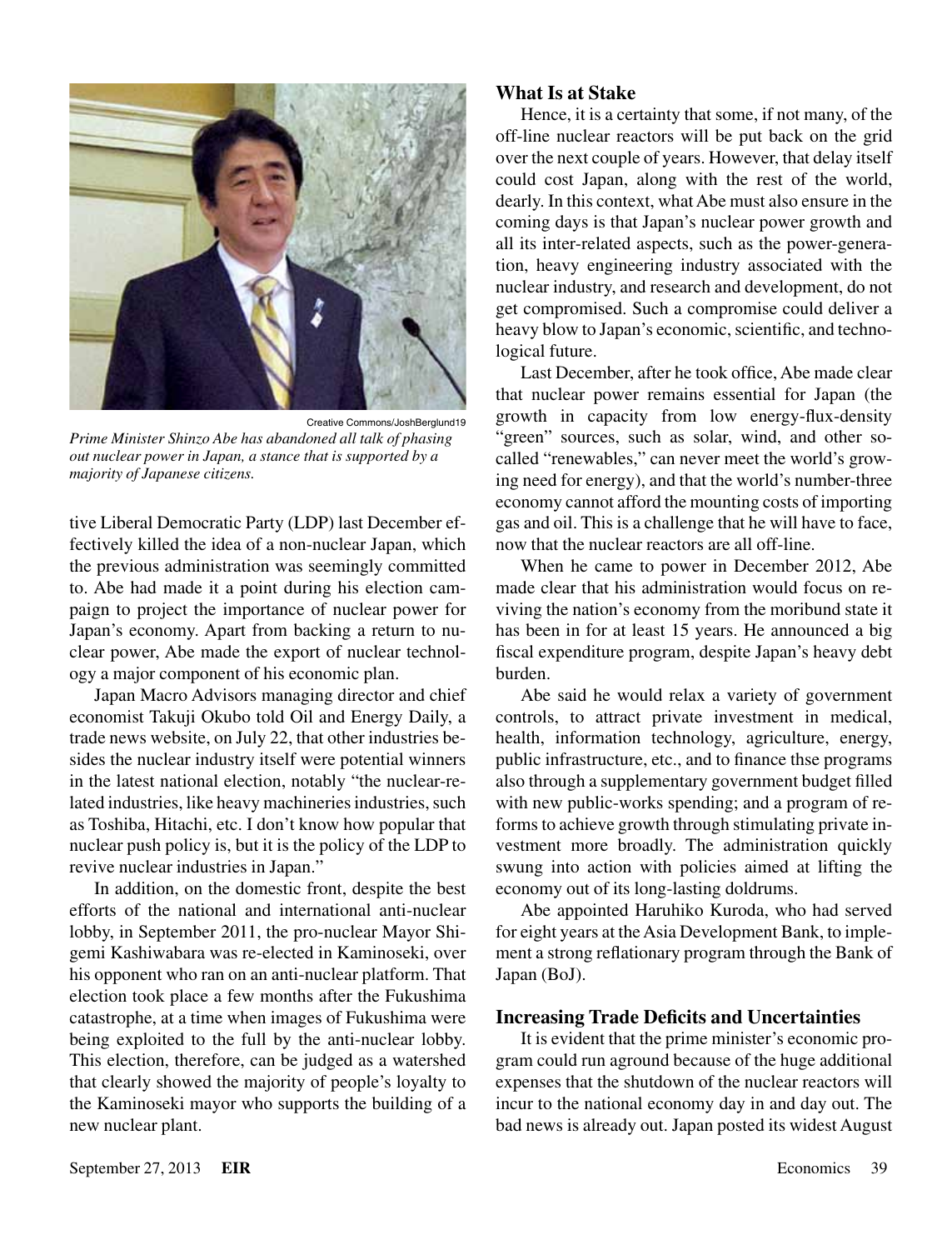Creative Commons/JoshBerglund19

*Prime Minister Shinzo Abe has abandoned all talk of phasing out nuclear power in Japan, a stance that is supported by a majority of Japanese citizens.*

tive Liberal Democratic Party (LDP) last December effectively killed the idea of a non-nuclear Japan, which the previous administration was seemingly committed to. Abe had made it a point during his election campaign to project the importance of nuclear power for Japan's economy. Apart from backing a return to nuclear power, Abe made the export of nuclear technology a major component of his economic plan.

Japan Macro Advisors managing director and chief economist Takuji Okubo told Oil and Energy Daily, a trade news website, on July 22, that other industries besides the nuclear industry itself were potential winners in the latest national election, notably "the nuclear-related industries, like heavy machineries industries, such as Toshiba, Hitachi, etc. I don't know how popular that nuclear push policy is, but it is the policy of the LDP to revive nuclear industries in Japan."

In addition, on the domestic front, despite the best efforts of the national and international anti-nuclear lobby, in September 2011, the pro-nuclear Mayor Shigemi Kashiwabara was re-elected in Kaminoseki, over his opponent who ran on an anti-nuclear platform. That election took place a few months after the Fukushima catastrophe, at a time when images of Fukushima were being exploited to the full by the anti-nuclear lobby. This election, therefore, can be judged as a watershed that clearly showed the majority of people's loyalty to the Kaminoseki mayor who supports the building of a new nuclear plant.

## What Is at Stake

Hence, it is a certainty that some, if not many, of the off-line nuclear reactors will be put back on the grid over the next couple of years. However, that delay itself could cost Japan, along with the rest of the world, dearly. In this context, what Abe must also ensure in the coming days is that Japan's nuclear power growth and all its inter-related aspects, such as the power-generation, heavy engineering industry associated with the nuclear industry, and research and development, do not get compromised. Such a compromise could deliver a heavy blow to Japan's economic, scientific, and technological future.

Last December, after he took office, Abe made clear that nuclear power remains essential for Japan (the growth in capacity from low energy-flux-density "green" sources, such as solar, wind, and other so-called "renewables," can never meet the world's growing need for energy), and that the world's number-three economy cannot afford the mounting costs of importing gas and oil. This is a challenge that he will have to face, now that the nuclear reactors are all off-line.

When he came to power in December 2012, Abe made clear that his administration would focus on reviving the nation's economy from the moribund state it has been in for at least 15 years. He announced a big fiscal expenditure program, despite Japan's heavy debt burden.

Abe said he would relax a variety of government controls, to attract private investment in medical, health, information technology, agriculture, energy, public infrastructure, etc., and to finance thse programs also through a supplementary government budget filled with new public-works spending; and a program of reforms to achieve growth through stimulating private investment more broadly. The administration quickly swung into action with policies aimed at lifting the economy out of its long-lasting doldrums.

Abe appointed Haruhiko Kuroda, who had served for eight years at the Asia Development Bank, to implement a strong reflationary program through the Bank of Japan (BoJ).

## Increasing Trade Deficits and Uncertainties

It is evident that the prime minister's economic program could run aground because of the huge additional expenses that the shutdown of the nuclear reactors will incur to the national economy day in and day out. The bad news is already out. Japan posted its widest August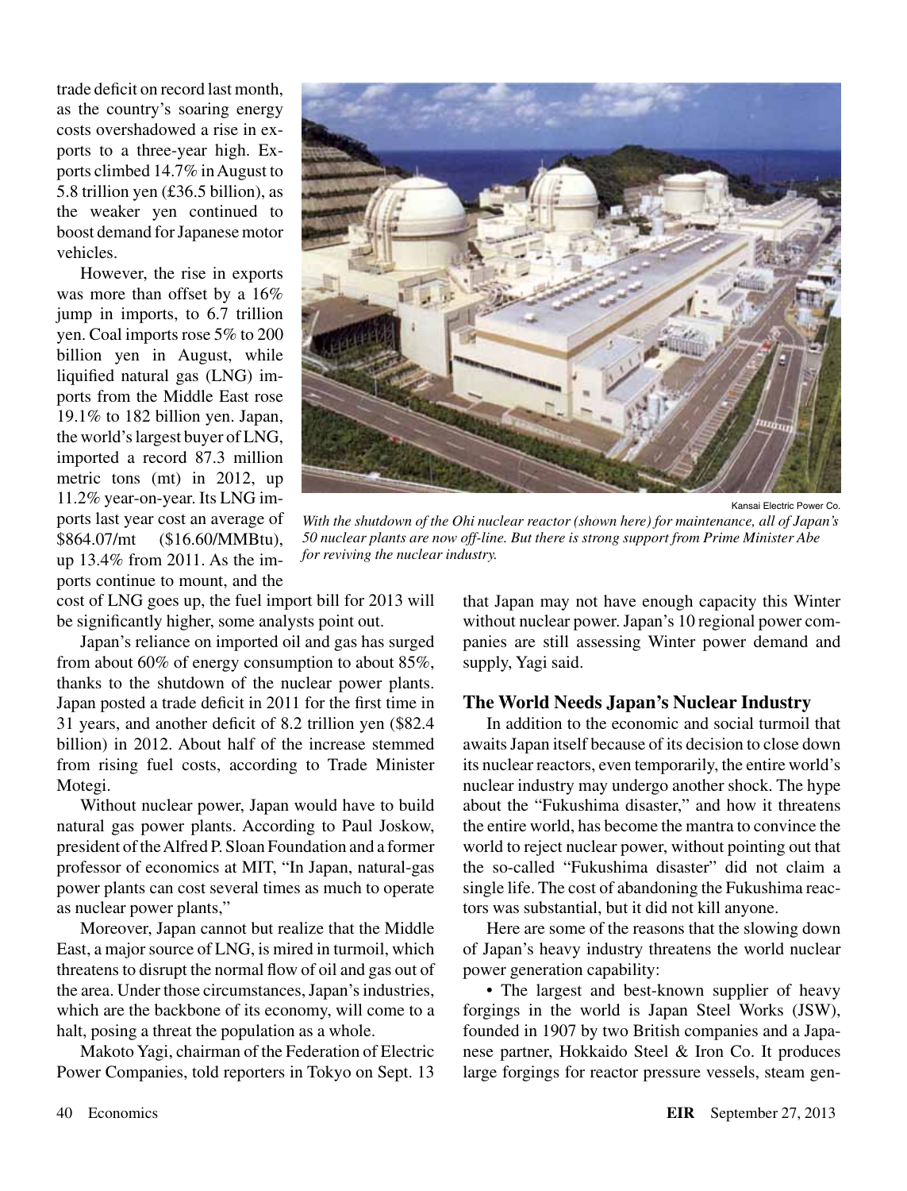trade deficit on record last month, as the country's soaring energy costs overshadowed a rise in exports to a three-year high. Exports climbed 14.7% in August to 5.8 trillion yen (£36.5 billion), as the weaker yen continued to boost demand for Japanese motor vehicles.

However, the rise in exports was more than offset by a 16% jump in imports, to 6.7 trillion yen. Coal imports rose 5% to 200 billion yen in August, while liquified natural gas (LNG) imports from the Middle East rose 19.1% to 182 billion yen. Japan, the world's largest buyer of LNG, imported a record 87.3 million metric tons (mt) in 2012, up 11.2% year-on-year. Its LNG imports last year cost an average of $864.07/mt ($16.60/MMBtu), up 13.4% from 2011. As the imports continue to mount, and the cost of LNG goes up, the fuel import bill for 2013 will be significantly higher, some analysts point out.

Kansai Electric Power Co.

*With the shutdown of the Ohi nuclear reactor (shown here) for maintenance, all of Japan's 50 nuclear plants are now off-line. But there is strong support from Prime Minister Abe for reviving the nuclear industry.*

Japan's reliance on imported oil and gas has surged from about 60% of energy consumption to about 85%, thanks to the shutdown of the nuclear power plants. Japan posted a trade deficit in 2011 for the first time in 31 years, and another deficit of 8.2 trillion yen ($82.4 billion) in 2012. About half of the increase stemmed from rising fuel costs, according to Trade Minister Motegi.

Without nuclear power, Japan would have to build natural gas power plants. According to Paul Joskow, president of the Alfred P. Sloan Foundation and a former professor of economics at MIT, "In Japan, natural-gas power plants can cost several times as much to operate as nuclear power plants,"

Moreover, Japan cannot but realize that the Middle East, a major source of LNG, is mired in turmoil, which threatens to disrupt the normal flow of oil and gas out of the area. Under those circumstances, Japan's industries, which are the backbone of its economy, will come to a halt, posing a threat the population as a whole.

Makoto Yagi, chairman of the Federation of Electric Power Companies, told reporters in Tokyo on Sept. 13 that Japan may not have enough capacity this Winter without nuclear power. Japan's 10 regional power companies are still assessing Winter power demand and supply, Yagi said.

### The World Needs Japan's Nuclear Industry

In addition to the economic and social turmoil that awaits Japan itself because of its decision to close down its nuclear reactors, even temporarily, the entire world's nuclear industry may undergo another shock. The hype about the "Fukushima disaster," and how it threatens the entire world, has become the mantra to convince the world to reject nuclear power, without pointing out that the so-called "Fukushima disaster" did not claim a single life. The cost of abandoning the Fukushima reactors was substantial, but it did not kill anyone.

Here are some of the reasons that the slowing down of Japan's heavy industry threatens the world nuclear power generation capability:

- The largest and best-known supplier of heavy forgings in the world is Japan Steel Works (JSW), founded in 1907 by two British companies and a Japanese partner, Hokkaido Steel & Iron Co. It produces large forgings for reactor pressure vessels, steam gen-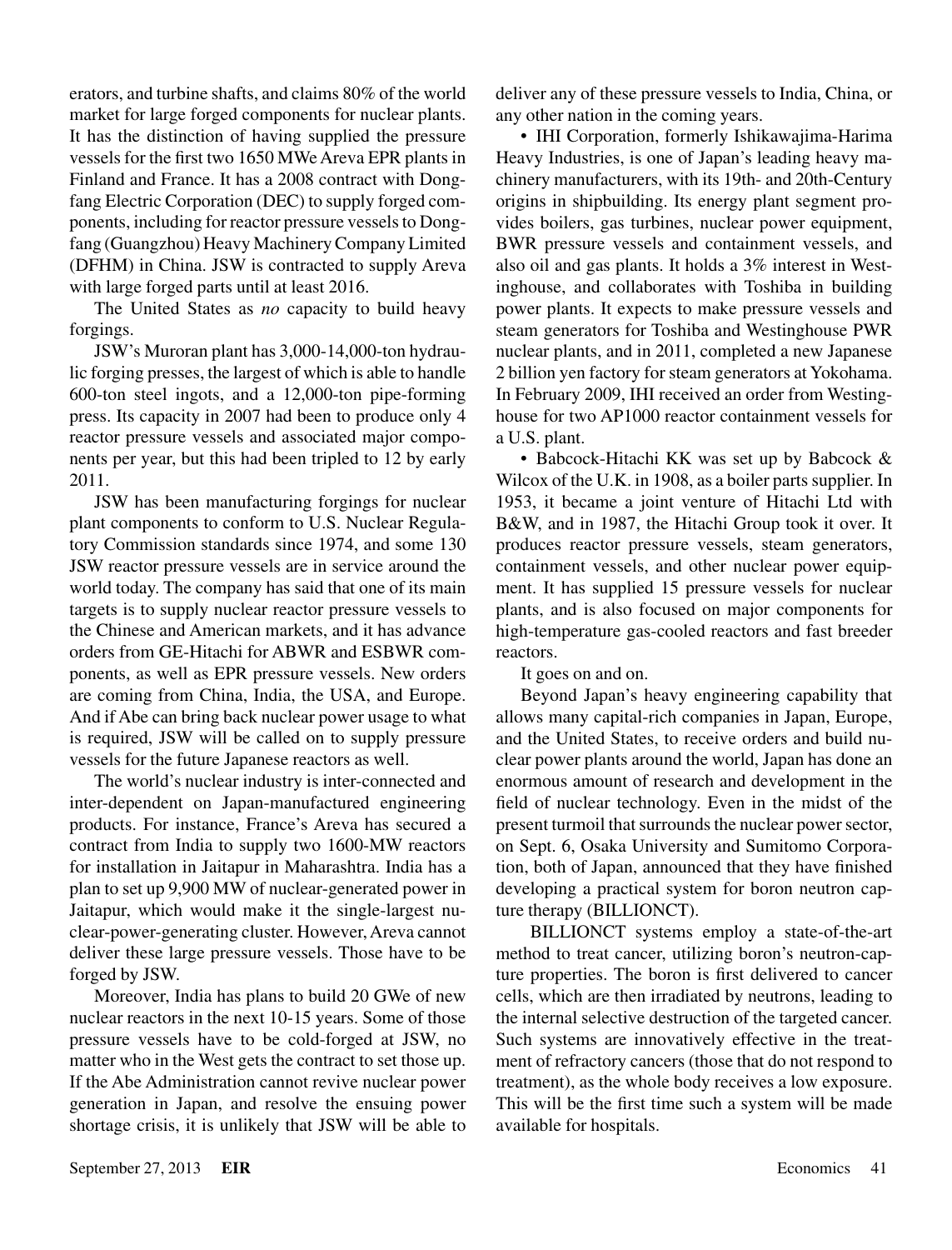erators, and turbine shafts, and claims 80% of the world market for large forged components for nuclear plants. It has the distinction of having supplied the pressure vessels for the first two 1650 MWe Areva EPR plants in Finland and France. It has a 2008 contract with Dongfang Electric Corporation (DEC) to supply forged components, including for reactor pressure vessels to Dongfang (Guangzhou) Heavy Machinery Company Limited (DFHM) in China. JSW is contracted to supply Areva with large forged parts until at least 2016.

The United States as *no* capacity to build heavy forgings.

JSW's Muroran plant has 3,000-14,000-ton hydraulic forging presses, the largest of which is able to handle 600-ton steel ingots, and a 12,000-ton pipe-forming press. Its capacity in 2007 had been to produce only 4 reactor pressure vessels and associated major components per year, but this had been tripled to 12 by early 2011.

JSW has been manufacturing forgings for nuclear plant components to conform to U.S. Nuclear Regulatory Commission standards since 1974, and some 130 JSW reactor pressure vessels are in service around the world today. The company has said that one of its main targets is to supply nuclear reactor pressure vessels to the Chinese and American markets, and it has advance orders from GE-Hitachi for ABWR and ESBWR components, as well as EPR pressure vessels. New orders are coming from China, India, the USA, and Europe. And if Abe can bring back nuclear power usage to what is required, JSW will be called on to supply pressure vessels for the future Japanese reactors as well.

The world's nuclear industry is inter-connected and inter-dependent on Japan-manufactured engineering products. For instance, France's Areva has secured a contract from India to supply two 1600-MW reactors for installation in Jaitapur in Maharashtra. India has a plan to set up 9,900 MW of nuclear-generated power in Jaitapur, which would make it the single-largest nuclear-power-generating cluster. However, Areva cannot deliver these large pressure vessels. Those have to be forged by JSW.

Moreover, India has plans to build 20 GWe of new nuclear reactors in the next 10-15 years. Some of those pressure vessels have to be cold-forged at JSW, no matter who in the West gets the contract to set those up. If the Abe Administration cannot revive nuclear power generation in Japan, and resolve the ensuing power shortage crisis, it is unlikely that JSW will be able to deliver any of these pressure vessels to India, China, or any other nation in the coming years.

• IHI Corporation, formerly Ishikawajima-Harima Heavy Industries, is one of Japan's leading heavy machinery manufacturers, with its 19th- and 20th-Century origins in shipbuilding. Its energy plant segment provides boilers, gas turbines, nuclear power equipment, BWR pressure vessels and containment vessels, and also oil and gas plants. It holds a 3% interest in Westinghouse, and collaborates with Toshiba in building power plants. It expects to make pressure vessels and steam generators for Toshiba and Westinghouse PWR nuclear plants, and in 2011, completed a new Japanese 2 billion yen factory for steam generators at Yokohama. In February 2009, IHI received an order from Westinghouse for two AP1000 reactor containment vessels for a U.S. plant.

• Babcock-Hitachi KK was set up by Babcock & Wilcox of the U.K. in 1908, as a boiler parts supplier. In 1953, it became a joint venture of Hitachi Ltd with B&W, and in 1987, the Hitachi Group took it over. It produces reactor pressure vessels, steam generators, containment vessels, and other nuclear power equipment. It has supplied 15 pressure vessels for nuclear plants, and is also focused on major components for high-temperature gas-cooled reactors and fast breeder reactors.

It goes on and on.

Beyond Japan's heavy engineering capability that allows many capital-rich companies in Japan, Europe, and the United States, to receive orders and build nuclear power plants around the world, Japan has done an enormous amount of research and development in the field of nuclear technology. Even in the midst of the present turmoil that surrounds the nuclear power sector, on Sept. 6, Osaka University and Sumitomo Corporation, both of Japan, announced that they have finished developing a practical system for boron neutron capture therapy (BILLIONCT).

BILLIONCT systems employ a state-of-the-art method to treat cancer, utilizing boron's neutron-capture properties. The boron is first delivered to cancer cells, which are then irradiated by neutrons, leading to the internal selective destruction of the targeted cancer. Such systems are innovatively effective in the treatment of refractory cancers (those that do not respond to treatment), as the whole body receives a low exposure. This will be the first time such a system will be made available for hospitals.